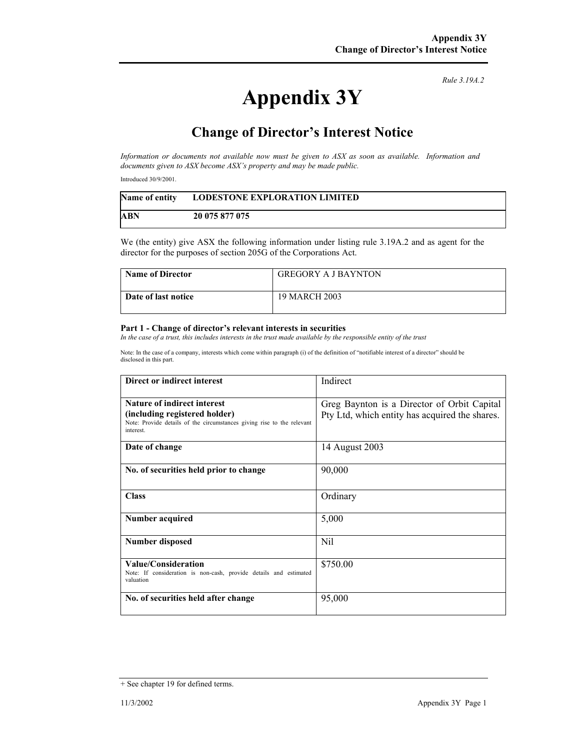Rule 3.19A.2

# Appendix 3Y

## Change of Director's Interest Notice

*Information or documents not available now must be given to ASX as soon as available. Information and documents given to ASX become ASX's property and may be made public.*

Introduced 30/9/2001.

| Name of entity | LODESTONE EXPLORATION LIMITED |
|---|---|
| **ABN** | **20 075 877 075** |

We (the entity) give ASX the following information under listing rule 3.19A.2 and as agent for the director for the purposes of section 205G of the Corporations Act.

| Name of Director | GREGORY A J BAYNTON |
|---|---|
| **Date of last notice** | 19 MARCH 2003 |

#### Part 1 - Change of director's relevant interests in securities

*In the case of a trust, this includes interests in the trust made available by the responsible entity of the trust*

Note: In the case of a company, interests which come within paragraph (i) of the definition of "notifiable interest of a director" should be disclosed in this part.

| Direct or indirect interest | Indirect |
|---|---|
| **Nature of indirect interest (including registered holder)** Note: Provide details of the circumstances giving rise to the relevant interest. | Greg Baynton is a Director of Orbit Capital Pty Ltd, which entity has acquired the shares. |
| **Date of change** | 14 August 2003 |
| **No. of securities held prior to change** | 90,000 |
| **Class** | Ordinary |
| **Number acquired** | 5,000 |
| **Number disposed** | Nil |
| **Value/Consideration** Note: If consideration is non-cash, provide details and estimated valuation | $750.00 |
| **No. of securities held after change** | 95,000 |

+ See chapter 19 for defined terms.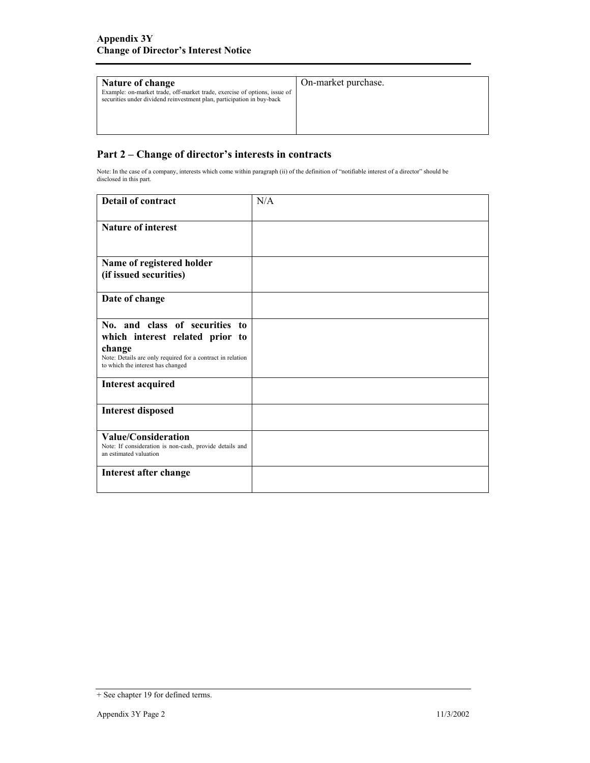| | |
|---|---|
| **Nature of change**<br>Example: on-market trade, off-market trade, exercise of options, issue of securities under dividend reinvestment plan, participation in buy-back | On-market purchase. |

## Part 2 – Change of director's interests in contracts

Note: In the case of a company, interests which come within paragraph (ii) of the definition of "notifiable interest of a director" should be disclosed in this part.

| | |
|---|---|
| **Detail of contract** | N/A |
| **Nature of interest** | |
| **Name of registered holder (if issued securities)** | |
| **Date of change** | |
| **No. and class of securities to which interest related prior to change**<br>Note: Details are only required for a contract in relation to which the interest has changed | |
| **Interest acquired** | |
| **Interest disposed** | |
| **Value/Consideration**<br>Note: If consideration is non-cash, provide details and an estimated valuation | |
| **Interest after change** | |

+ See chapter 19 for defined terms.